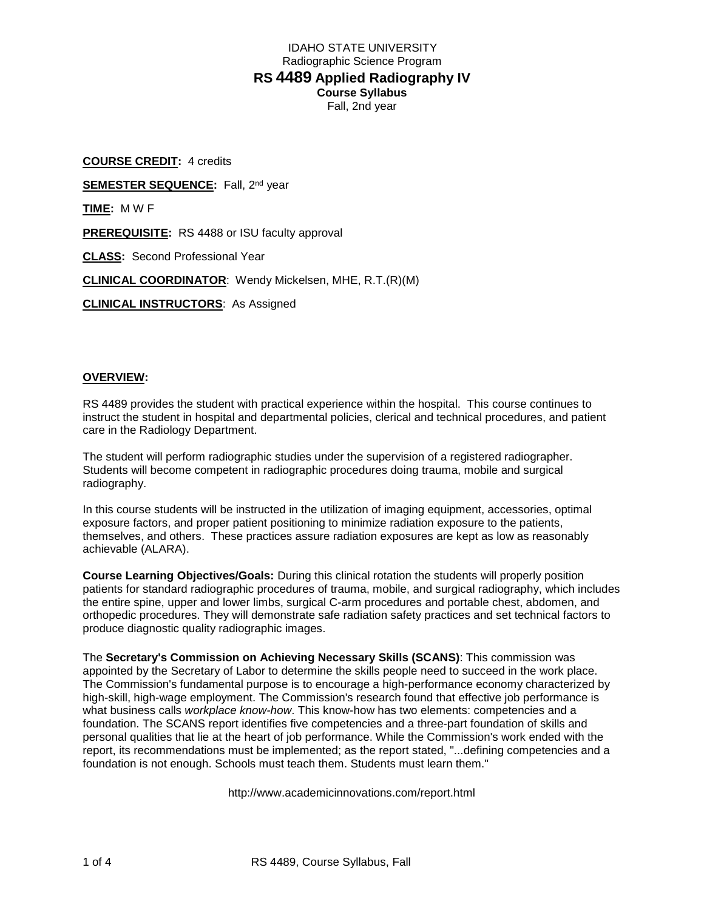# IDAHO STATE UNIVERSITY

Radiographic Science Program

## RS 4489 Applied Radiography IV

**Course Syllabus**

Fall, 2nd year

**COURSE CREDIT:** 4 credits

**SEMESTER SEQUENCE:** Fall, 2nd year

**TIME:** M W F

**PREREQUISITE:** RS 4488 or ISU faculty approval

**CLASS:** Second Professional Year

**CLINICAL COORDINATOR**: Wendy Mickelsen, MHE, R.T.(R)(M)

**CLINICAL INSTRUCTORS**: As Assigned

**OVERVIEW:**

RS 4489 provides the student with practical experience within the hospital. This course continues to instruct the student in hospital and departmental policies, clerical and technical procedures, and patient care in the Radiology Department.

The student will perform radiographic studies under the supervision of a registered radiographer. Students will become competent in radiographic procedures doing trauma, mobile and surgical radiography.

In this course students will be instructed in the utilization of imaging equipment, accessories, optimal exposure factors, and proper patient positioning to minimize radiation exposure to the patients, themselves, and others. These practices assure radiation exposures are kept as low as reasonably achievable (ALARA).

**Course Learning Objectives/Goals:** During this clinical rotation the students will properly position patients for standard radiographic procedures of trauma, mobile, and surgical radiography, which includes the entire spine, upper and lower limbs, surgical C-arm procedures and portable chest, abdomen, and orthopedic procedures. They will demonstrate safe radiation safety practices and set technical factors to produce diagnostic quality radiographic images.

The **Secretary's Commission on Achieving Necessary Skills (SCANS)**: This commission was appointed by the Secretary of Labor to determine the skills people need to succeed in the work place. The Commission's fundamental purpose is to encourage a high-performance economy characterized by high-skill, high-wage employment. The Commission's research found that effective job performance is what business calls *workplace know-how*. This know-how has two elements: competencies and a foundation. The SCANS report identifies five competencies and a three-part foundation of skills and personal qualities that lie at the heart of job performance. While the Commission's work ended with the report, its recommendations must be implemented; as the report stated, "...defining competencies and a foundation is not enough. Schools must teach them. Students must learn them."

http://www.academicinnovations.com/report.html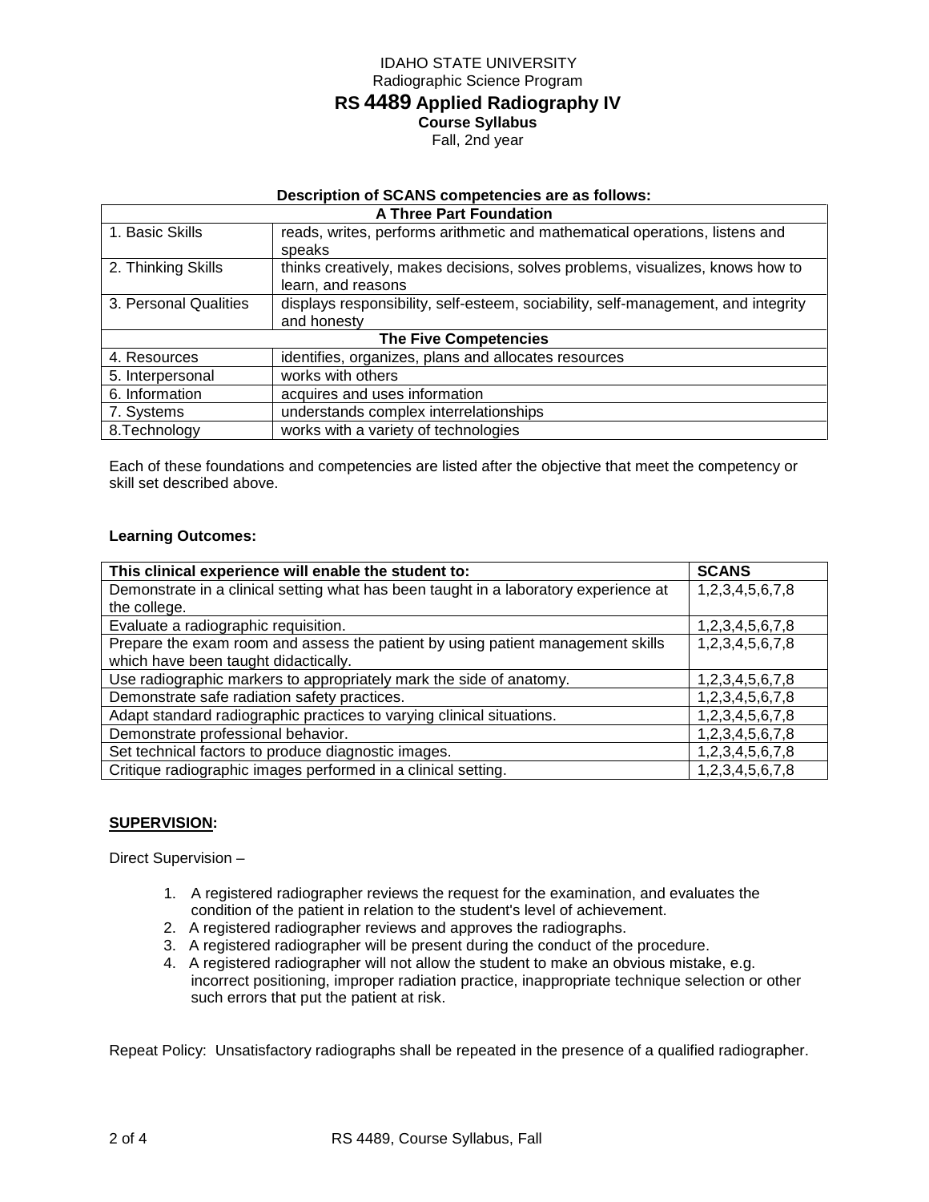IDAHO STATE UNIVERSITY

Radiographic Science Program

# RS 4489 Applied Radiography IV

**Course Syllabus**

Fall, 2nd year

**Description of SCANS competencies are as follows:**

| **A Three Part Foundation** | |
|---|---|
| 1. Basic Skills | reads, writes, performs arithmetic and mathematical operations, listens and speaks |
| 2. Thinking Skills | thinks creatively, makes decisions, solves problems, visualizes, knows how to learn, and reasons |
| 3. Personal Qualities | displays responsibility, self-esteem, sociability, self-management, and integrity and honesty |
| **The Five Competencies** | |
| 4. Resources | identifies, organizes, plans and allocates resources |
| 5. Interpersonal | works with others |
| 6. Information | acquires and uses information |
| 7. Systems | understands complex interrelationships |
| 8.Technology | works with a variety of technologies |

Each of these foundations and competencies are listed after the objective that meet the competency or skill set described above.

**Learning Outcomes:**

| **This clinical experience will enable the student to:** | **SCANS** |
|---|---|
| Demonstrate in a clinical setting what has been taught in a laboratory experience at the college. | 1,2,3,4,5,6,7,8 |
| Evaluate a radiographic requisition. | 1,2,3,4,5,6,7,8 |
| Prepare the exam room and assess the patient by using patient management skills which have been taught didactically. | 1,2,3,4,5,6,7,8 |
| Use radiographic markers to appropriately mark the side of anatomy. | 1,2,3,4,5,6,7,8 |
| Demonstrate safe radiation safety practices. | 1,2,3,4,5,6,7,8 |
| Adapt standard radiographic practices to varying clinical situations. | 1,2,3,4,5,6,7,8 |
| Demonstrate professional behavior. | 1,2,3,4,5,6,7,8 |
| Set technical factors to produce diagnostic images. | 1,2,3,4,5,6,7,8 |
| Critique radiographic images performed in a clinical setting. | 1,2,3,4,5,6,7,8 |

**SUPERVISION:**

Direct Supervision –

1. A registered radiographer reviews the request for the examination, and evaluates the condition of the patient in relation to the student's level of achievement.
2. A registered radiographer reviews and approves the radiographs.
3. A registered radiographer will be present during the conduct of the procedure.
4. A registered radiographer will not allow the student to make an obvious mistake, e.g. incorrect positioning, improper radiation practice, inappropriate technique selection or other such errors that put the patient at risk.

Repeat Policy: Unsatisfactory radiographs shall be repeated in the presence of a qualified radiographer.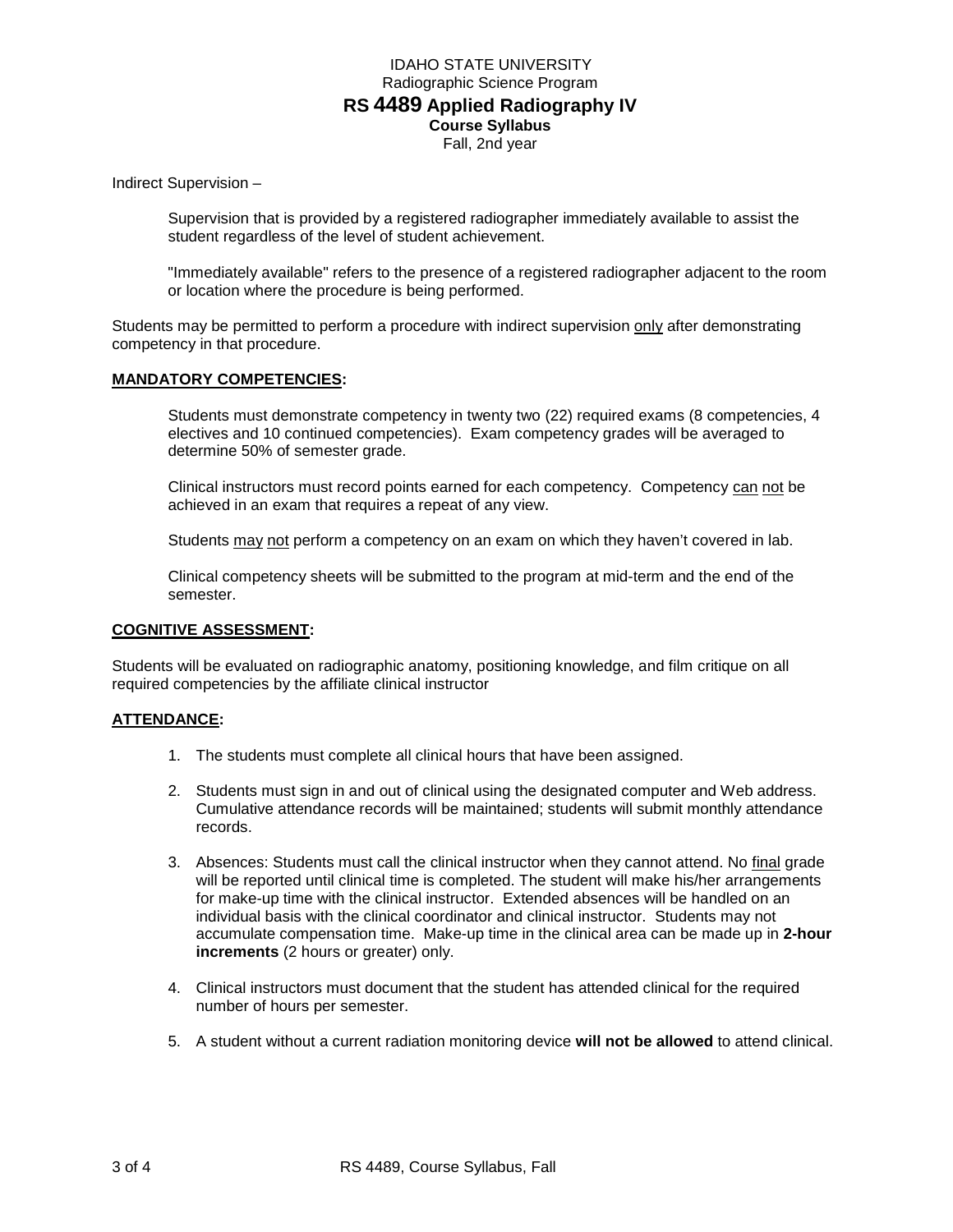Indirect Supervision –

Supervision that is provided by a registered radiographer immediately available to assist the student regardless of the level of student achievement.

"Immediately available" refers to the presence of a registered radiographer adjacent to the room or location where the procedure is being performed.

Students may be permitted to perform a procedure with indirect supervision <u>only</u> after demonstrating competency in that procedure.

## <u>MANDATORY COMPETENCIES</u>:

Students must demonstrate competency in twenty two (22) required exams (8 competencies, 4 electives and 10 continued competencies). Exam competency grades will be averaged to determine 50% of semester grade.

Clinical instructors must record points earned for each competency. Competency <u>can</u> <u>not</u> be achieved in an exam that requires a repeat of any view.

Students <u>may</u> <u>not</u> perform a competency on an exam on which they haven't covered in lab.

Clinical competency sheets will be submitted to the program at mid-term and the end of the semester.

## <u>COGNITIVE ASSESSMENT</u>:

Students will be evaluated on radiographic anatomy, positioning knowledge, and film critique on all required competencies by the affiliate clinical instructor

## <u>ATTENDANCE</u>:

1. The students must complete all clinical hours that have been assigned.
2. Students must sign in and out of clinical using the designated computer and Web address. Cumulative attendance records will be maintained; students will submit monthly attendance records.
3. Absences: Students must call the clinical instructor when they cannot attend. No <u>final</u> grade will be reported until clinical time is completed. The student will make his/her arrangements for make-up time with the clinical instructor. Extended absences will be handled on an individual basis with the clinical coordinator and clinical instructor. Students may not accumulate compensation time. Make-up time in the clinical area can be made up in **2-hour increments** (2 hours or greater) only.
4. Clinical instructors must document that the student has attended clinical for the required number of hours per semester.
5. A student without a current radiation monitoring device **will not be allowed** to attend clinical.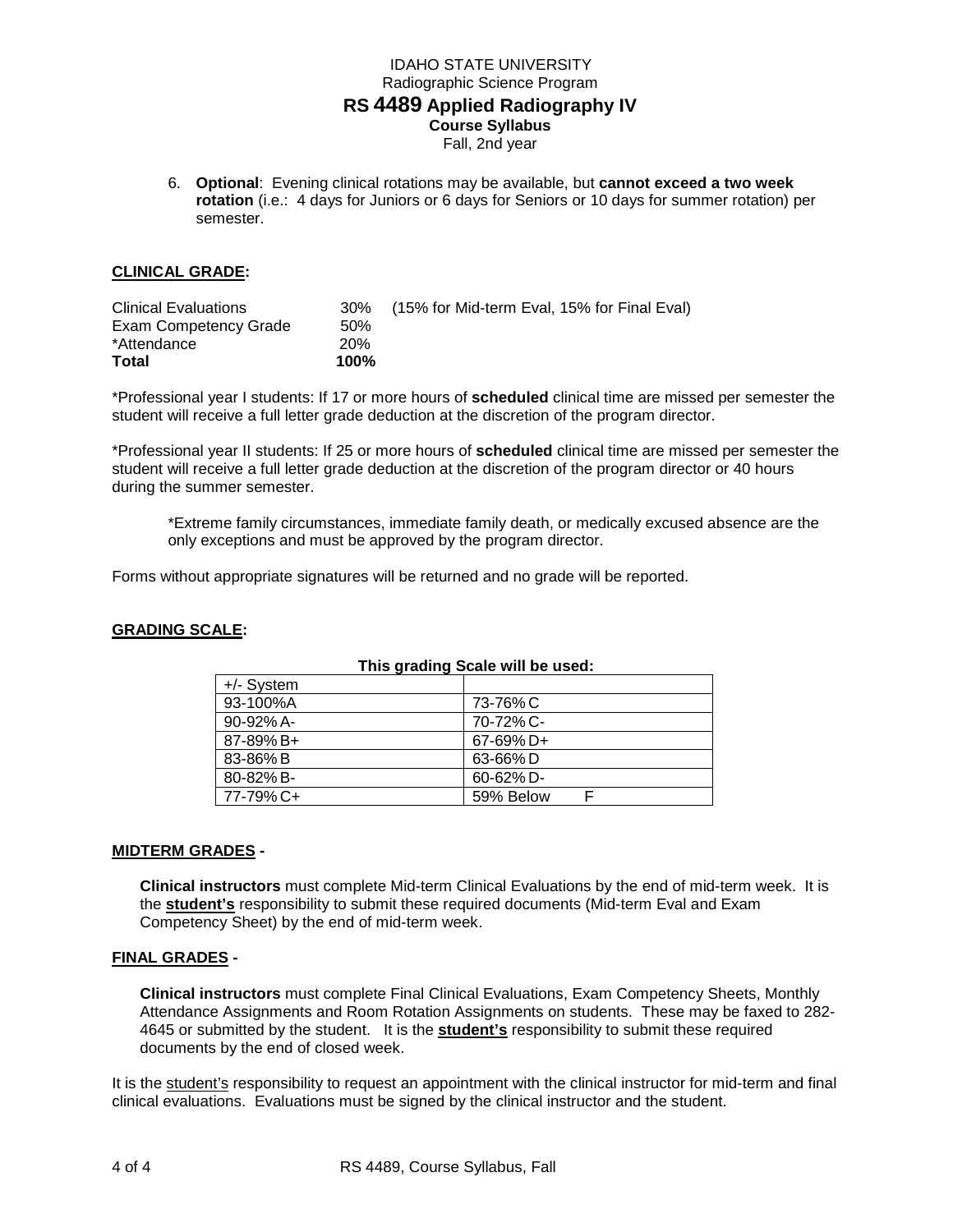IDAHO STATE UNIVERSITY
Radiographic Science Program

# RS 4489 Applied Radiography IV

**Course Syllabus**
Fall, 2nd year

6. **Optional**: Evening clinical rotations may be available, but **cannot exceed a two week rotation** (i.e.: 4 days for Juniors or 6 days for Seniors or 10 days for summer rotation) per semester.

## CLINICAL GRADE:

| | | |
|---|---|---|
| Clinical Evaluations | 30% | (15% for Mid-term Eval, 15% for Final Eval) |
| Exam Competency Grade | 50% | |
| *Attendance | 20% | |
| **Total** | **100%** | |

*Professional year I students: If 17 or more hours of **scheduled** clinical time are missed per semester the student will receive a full letter grade deduction at the discretion of the program director.

*Professional year II students: If 25 or more hours of **scheduled** clinical time are missed per semester the student will receive a full letter grade deduction at the discretion of the program director or 40 hours during the summer semester.

> *Extreme family circumstances, immediate family death, or medically excused absence are the only exceptions and must be approved by the program director.

Forms without appropriate signatures will be returned and no grade will be reported.

## GRADING SCALE:

**This grading Scale will be used:**

| +/- System | |
|---|---|
| 93-100%A | 73-76% C |
| 90-92% A- | 70-72% C- |
| 87-89% B+ | 67-69% D+ |
| 83-86% B | 63-66% D |
| 80-82% B- | 60-62% D- |
| 77-79% C+ | 59% Below F |

## MIDTERM GRADES -

**Clinical instructors** must complete Mid-term Clinical Evaluations by the end of mid-term week. It is the **student's** responsibility to submit these required documents (Mid-term Eval and Exam Competency Sheet) by the end of mid-term week.

## FINAL GRADES -

**Clinical instructors** must complete Final Clinical Evaluations, Exam Competency Sheets, Monthly Attendance Assignments and Room Rotation Assignments on students. These may be faxed to 282-4645 or submitted by the student. It is the **student's** responsibility to submit these required documents by the end of closed week.

It is the student's responsibility to request an appointment with the clinical instructor for mid-term and final clinical evaluations. Evaluations must be signed by the clinical instructor and the student.